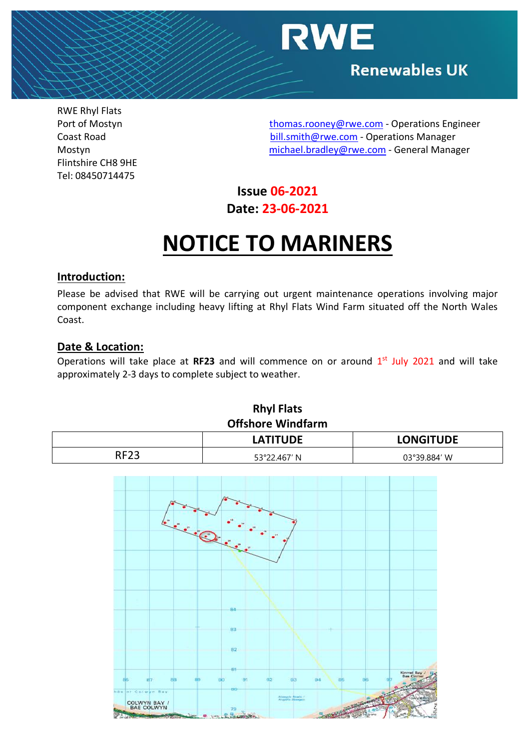RWE

Renewables UK

RWE Rhyl Flats
Port of Mostyn
Coast Road
Mostyn
Flintshire CH8 9HE
Tel: 08450714475

thomas.rooney@rwe.com - Operations Engineer
bill.smith@rwe.com - Operations Manager
michael.bradley@rwe.com - General Manager

**Issue 06-2021**
**Date: 23-06-2021**

# NOTICE TO MARINERS

## Introduction:

Please be advised that RWE will be carrying out urgent maintenance operations involving major component exchange including heavy lifting at Rhyl Flats Wind Farm situated off the North Wales Coast.

## Date & Location:

Operations will take place at **RF23** and will commence on or around 1st July 2021 and will take approximately 2-3 days to complete subject to weather.

**Rhyl Flats Offshore Windfarm**

| | LATITUDE | LONGITUDE |
|---|---|---|
| RF23 | 53°22.467′ N | 03°39.884′ W |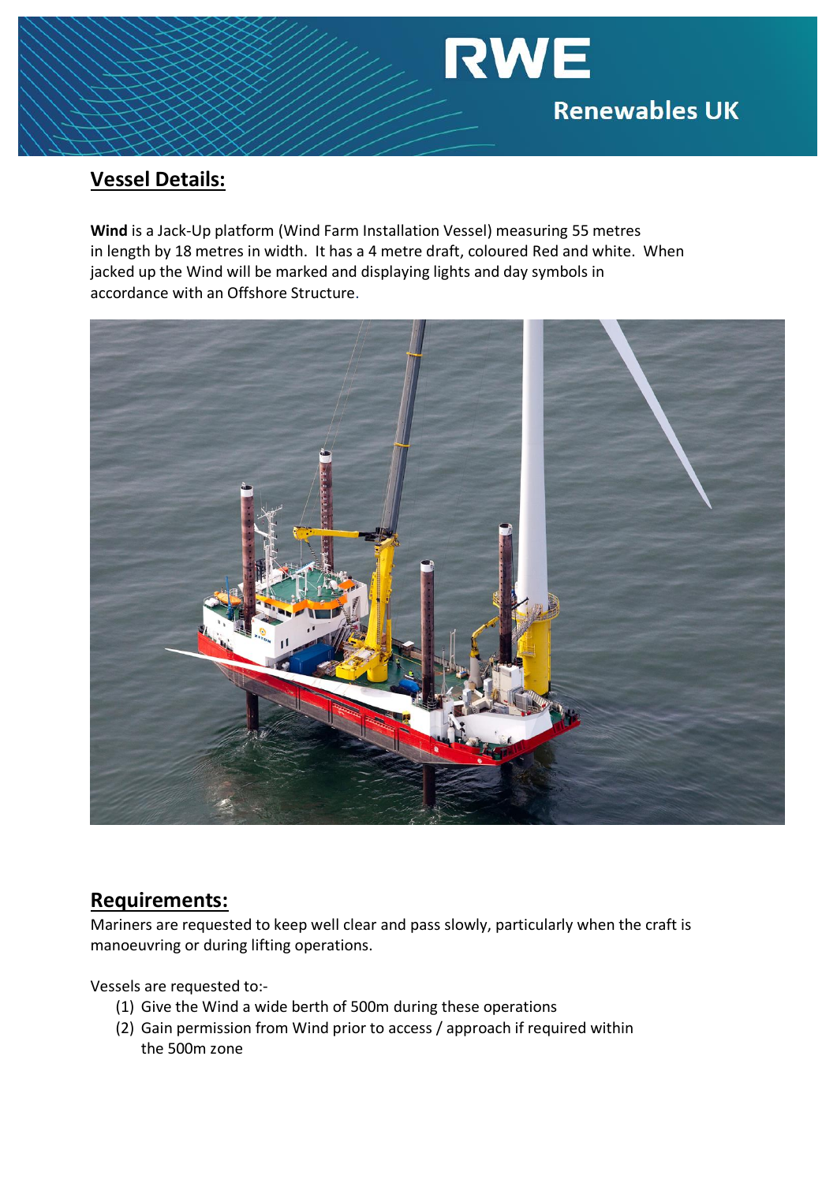## Vessel Details:

**Wind** is a Jack-Up platform (Wind Farm Installation Vessel) measuring 55 metres in length by 18 metres in width. It has a 4 metre draft, coloured Red and white. When jacked up the Wind will be marked and displaying lights and day symbols in accordance with an Offshore Structure.

## Requirements:

Mariners are requested to keep well clear and pass slowly, particularly when the craft is manoeuvring or during lifting operations.

Vessels are requested to:-

1. Give the Wind a wide berth of 500m during these operations
2. Gain permission from Wind prior to access / approach if required within the 500m zone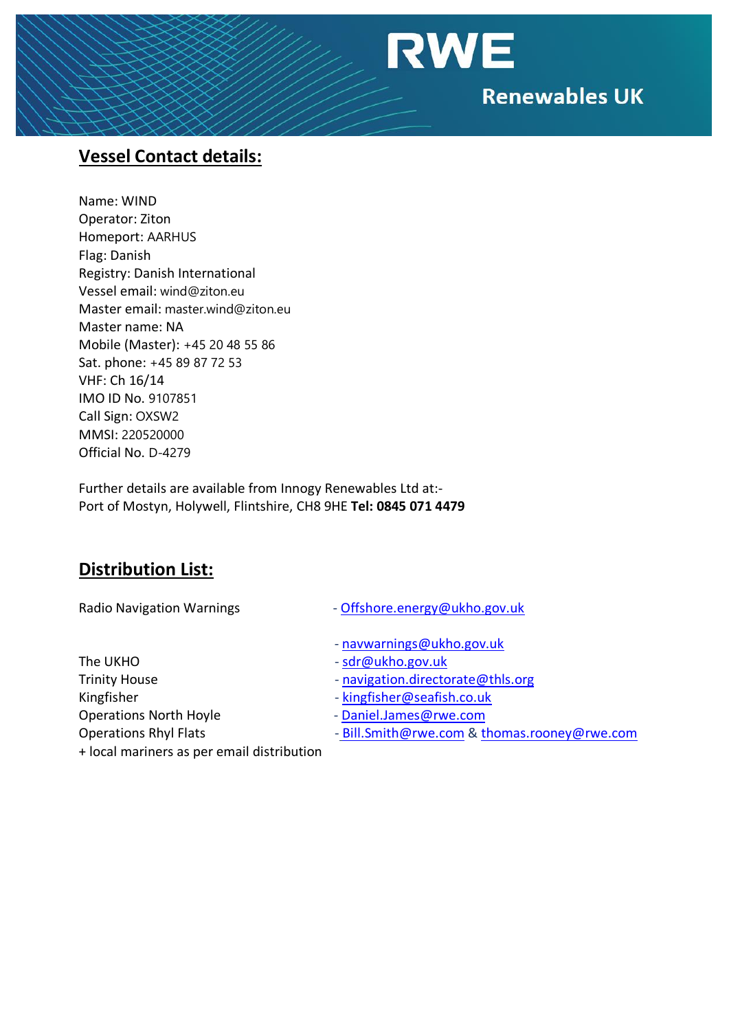## Vessel Contact details:

Name: WIND
Operator: Ziton
Homeport: AARHUS
Flag: Danish
Registry: Danish International
Vessel email: wind@ziton.eu
Master email: master.wind@ziton.eu
Master name: NA
Mobile (Master): +45 20 48 55 86
Sat. phone: +45 89 87 72 53
VHF: Ch 16/14
IMO ID No. 9107851
Call Sign: OXSW2
MMSI: 220520000
Official No. D-4279

Further details are available from Innogy Renewables Ltd at:-
Port of Mostyn, Holywell, Flintshire, CH8 9HE **Tel: 0845 071 4479**

## Distribution List:

| | |
|---|---|
| Radio Navigation Warnings | - Offshore.energy@ukho.gov.uk |
| | - navwarnings@ukho.gov.uk |
| The UKHO | - sdr@ukho.gov.uk |
| Trinity House | - navigation.directorate@thls.org |
| Kingfisher | - kingfisher@seafish.co.uk |
| Operations North Hoyle | - Daniel.James@rwe.com |
| Operations Rhyl Flats | - Bill.Smith@rwe.com & thomas.rooney@rwe.com |

+ local mariners as per email distribution